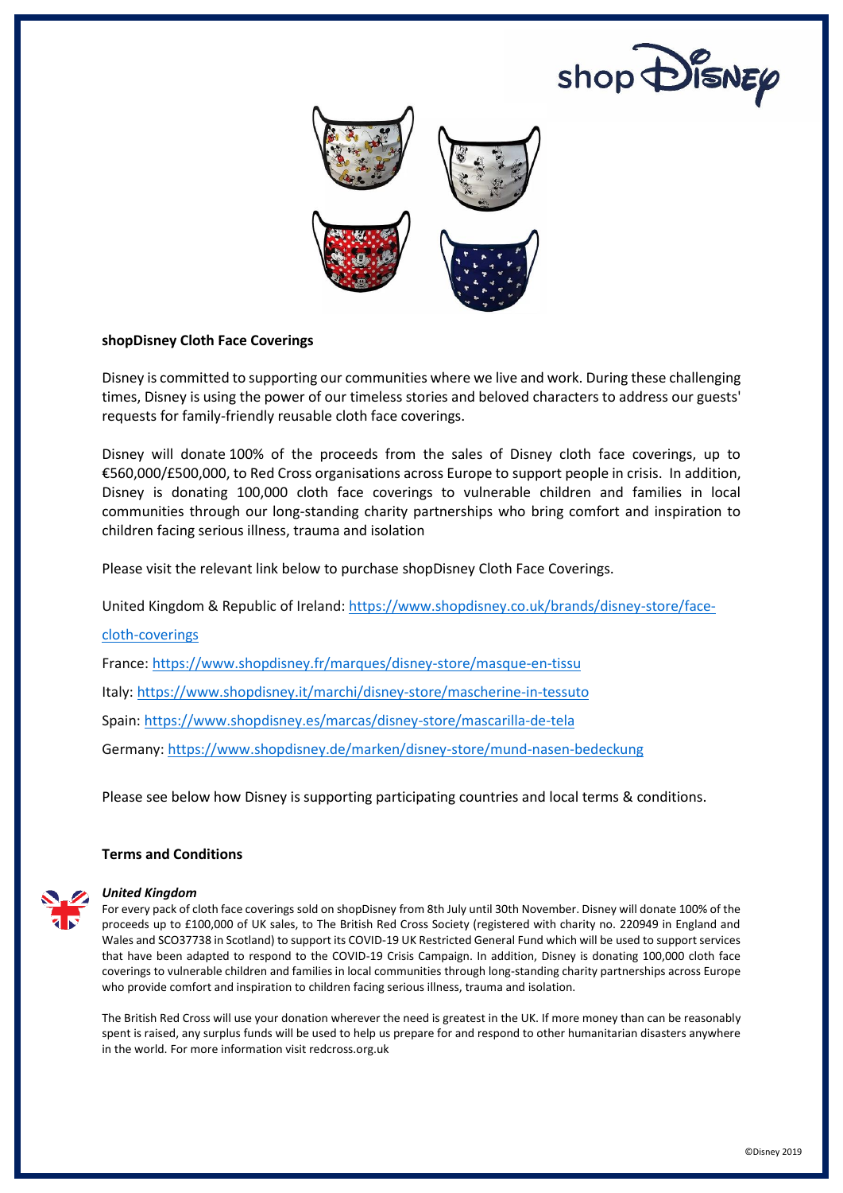## shopDisney Cloth Face Coverings

Disney is committed to supporting our communities where we live and work. During these challenging times, Disney is using the power of our timeless stories and beloved characters to address our guests' requests for family-friendly reusable cloth face coverings.

Disney will donate 100% of the proceeds from the sales of Disney cloth face coverings, up to €560,000/£500,000, to Red Cross organisations across Europe to support people in crisis. In addition, Disney is donating 100,000 cloth face coverings to vulnerable children and families in local communities through our long-standing charity partnerships who bring comfort and inspiration to children facing serious illness, trauma and isolation

Please visit the relevant link below to purchase shopDisney Cloth Face Coverings.

United Kingdom & Republic of Ireland: https://www.shopdisney.co.uk/brands/disney-store/face-cloth-coverings

France: https://www.shopdisney.fr/marques/disney-store/masque-en-tissu

Italy: https://www.shopdisney.it/marchi/disney-store/mascherine-in-tessuto

Spain: https://www.shopdisney.es/marcas/disney-store/mascarilla-de-tela

Germany: https://www.shopdisney.de/marken/disney-store/mund-nasen-bedeckung

Please see below how Disney is supporting participating countries and local terms & conditions.

## Terms and Conditions

***United Kingdom***

For every pack of cloth face coverings sold on shopDisney from 8th July until 30th November. Disney will donate 100% of the proceeds up to £100,000 of UK sales, to The British Red Cross Society (registered with charity no. 220949 in England and Wales and SCO37738 in Scotland) to support its COVID-19 UK Restricted General Fund which will be used to support services that have been adapted to respond to the COVID-19 Crisis Campaign. In addition, Disney is donating 100,000 cloth face coverings to vulnerable children and families in local communities through long-standing charity partnerships across Europe who provide comfort and inspiration to children facing serious illness, trauma and isolation.

The British Red Cross will use your donation wherever the need is greatest in the UK. If more money than can be reasonably spent is raised, any surplus funds will be used to help us prepare for and respond to other humanitarian disasters anywhere in the world. For more information visit redcross.org.uk

©Disney 2019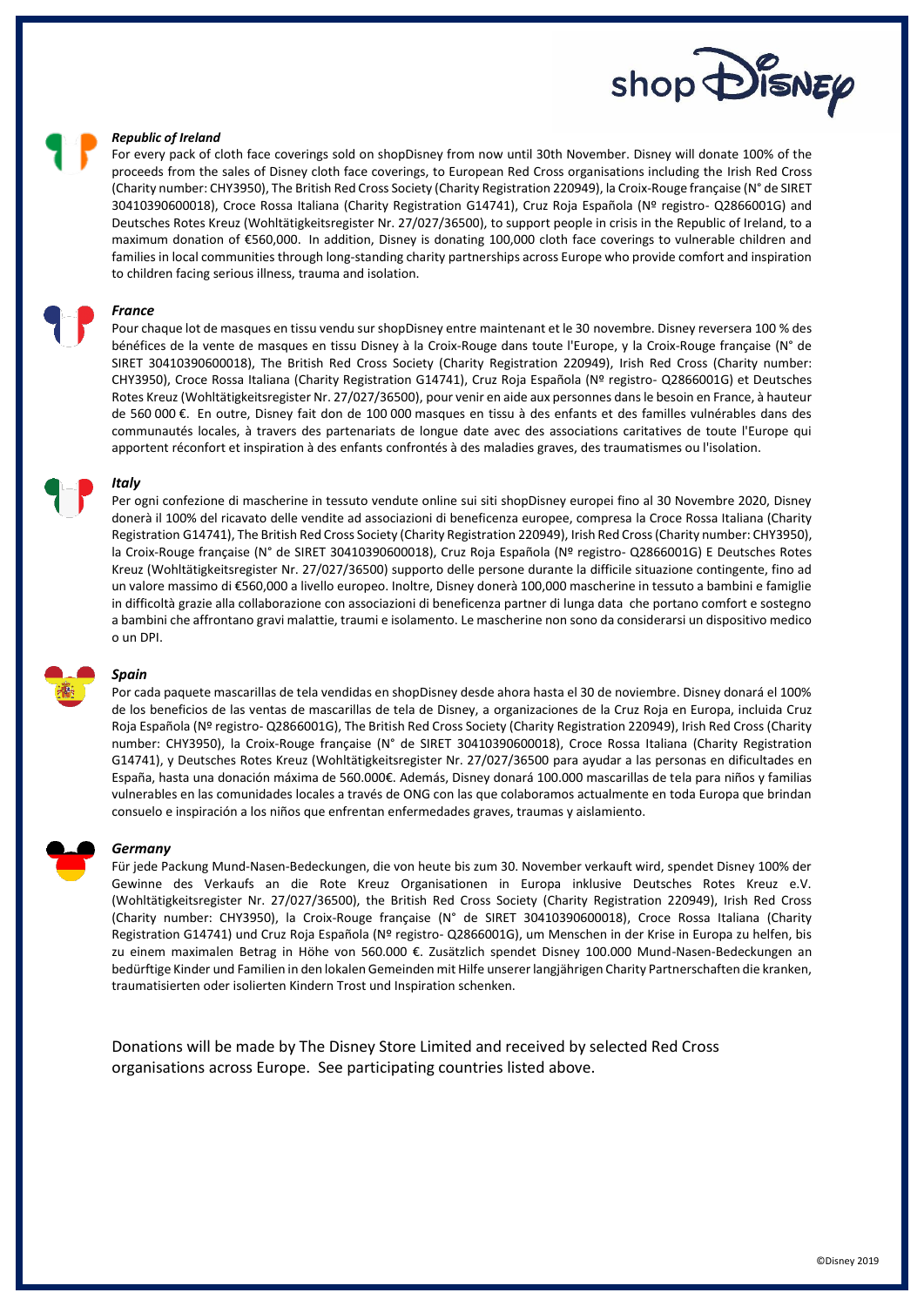### *Republic of Ireland*

For every pack of cloth face coverings sold on shopDisney from now until 30th November. Disney will donate 100% of the proceeds from the sales of Disney cloth face coverings, to European Red Cross organisations including the Irish Red Cross (Charity number: CHY3950), The British Red Cross Society (Charity Registration 220949), la Croix-Rouge française (N° de SIRET 30410390600018), Croce Rossa Italiana (Charity Registration G14741), Cruz Roja Española (Nº registro- Q2866001G) and Deutsches Rotes Kreuz (Wohltätigkeitsregister Nr. 27/027/36500), to support people in crisis in the Republic of Ireland, to a maximum donation of €560,000. In addition, Disney is donating 100,000 cloth face coverings to vulnerable children and families in local communities through long-standing charity partnerships across Europe who provide comfort and inspiration to children facing serious illness, trauma and isolation.

### *France*

Pour chaque lot de masques en tissu vendu sur shopDisney entre maintenant et le 30 novembre. Disney reversera 100 % des bénéfices de la vente de masques en tissu Disney à la Croix-Rouge dans toute l'Europe, y la Croix-Rouge française (N° de SIRET 30410390600018), The British Red Cross Society (Charity Registration 220949), Irish Red Cross (Charity number: CHY3950), Croce Rossa Italiana (Charity Registration G14741), Cruz Roja Española (Nº registro- Q2866001G) et Deutsches Rotes Kreuz (Wohltätigkeitsregister Nr. 27/027/36500), pour venir en aide aux personnes dans le besoin en France, à hauteur de 560 000 €. En outre, Disney fait don de 100 000 masques en tissu à des enfants et des familles vulnérables dans des communautés locales, à travers des partenariats de longue date avec des associations caritatives de toute l'Europe qui apportent réconfort et inspiration à des enfants confrontés à des maladies graves, des traumatismes ou l'isolation.

### *Italy*

Per ogni confezione di mascherine in tessuto vendute online sui siti shopDisney europei fino al 30 Novembre 2020, Disney donerà il 100% del ricavato delle vendite ad associazioni di beneficenza europee, compresa la Croce Rossa Italiana (Charity Registration G14741), The British Red Cross Society (Charity Registration 220949), Irish Red Cross (Charity number: CHY3950), la Croix-Rouge française (N° de SIRET 30410390600018), Cruz Roja Española (Nº registro- Q2866001G) E Deutsches Rotes Kreuz (Wohltätigkeitsregister Nr. 27/027/36500) supporto delle persone durante la difficile situazione contingente, fino ad un valore massimo di €560,000 a livello europeo. Inoltre, Disney donerà 100,000 mascherine in tessuto a bambini e famiglie in difficoltà grazie alla collaborazione con associazioni di beneficenza partner di lunga data che portano comfort e sostegno a bambini che affrontano gravi malattie, traumi e isolamento. Le mascherine non sono da considerarsi un dispositivo medico o un DPI.

### *Spain*

Por cada paquete mascarillas de tela vendidas en shopDisney desde ahora hasta el 30 de noviembre. Disney donará el 100% de los beneficios de las ventas de mascarillas de tela de Disney, a organizaciones de la Cruz Roja en Europa, incluida Cruz Roja Española (Nº registro- Q2866001G), The British Red Cross Society (Charity Registration 220949), Irish Red Cross (Charity number: CHY3950), la Croix-Rouge française (N° de SIRET 30410390600018), Croce Rossa Italiana (Charity Registration G14741), y Deutsches Rotes Kreuz (Wohltätigkeitsregister Nr. 27/027/36500 para ayudar a las personas en dificultades en España, hasta una donación máxima de 560.000€. Además, Disney donará 100.000 mascarillas de tela para niños y familias vulnerables en las comunidades locales a través de ONG con las que colaboramos actualmente en toda Europa que brindan consuelo e inspiración a los niños que enfrentan enfermedades graves, traumas y aislamiento.

### *Germany*

Für jede Packung Mund-Nasen-Bedeckungen, die von heute bis zum 30. November verkauft wird, spendet Disney 100% der Gewinne des Verkaufs an die Rote Kreuz Organisationen in Europa inklusive Deutsches Rotes Kreuz e.V. (Wohltätigkeitsregister Nr. 27/027/36500), the British Red Cross Society (Charity Registration 220949), Irish Red Cross (Charity number: CHY3950), la Croix-Rouge française (N° de SIRET 30410390600018), Croce Rossa Italiana (Charity Registration G14741) und Cruz Roja Española (Nº registro- Q2866001G), um Menschen in der Krise in Europa zu helfen, bis zu einem maximalen Betrag in Höhe von 560.000 €. Zusätzlich spendet Disney 100.000 Mund-Nasen-Bedeckungen an bedürftige Kinder und Familien in den lokalen Gemeinden mit Hilfe unserer langjährigen Charity Partnerschaften die kranken, traumatisierten oder isolierten Kindern Trost und Inspiration schenken.

Donations will be made by The Disney Store Limited and received by selected Red Cross organisations across Europe. See participating countries listed above.

©Disney 2019